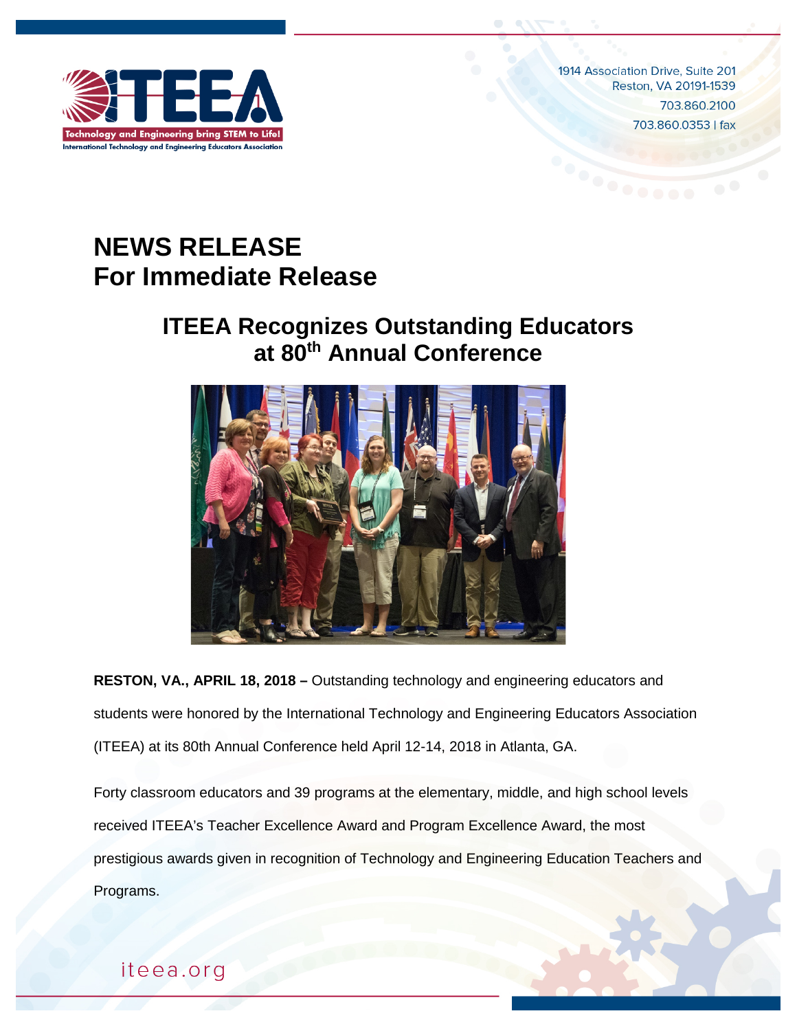1914 Association Drive, Suite 201
Reston, VA 20191-1539
703.860.2100
703.860.0353 | fax

# NEWS RELEASE
# For Immediate Release

## ITEEA Recognizes Outstanding Educators at 80th Annual Conference

**RESTON, VA., APRIL 18, 2018 –** Outstanding technology and engineering educators and students were honored by the International Technology and Engineering Educators Association (ITEEA) at its 80th Annual Conference held April 12-14, 2018 in Atlanta, GA.

Forty classroom educators and 39 programs at the elementary, middle, and high school levels received ITEEA's Teacher Excellence Award and Program Excellence Award, the most prestigious awards given in recognition of Technology and Engineering Education Teachers and Programs.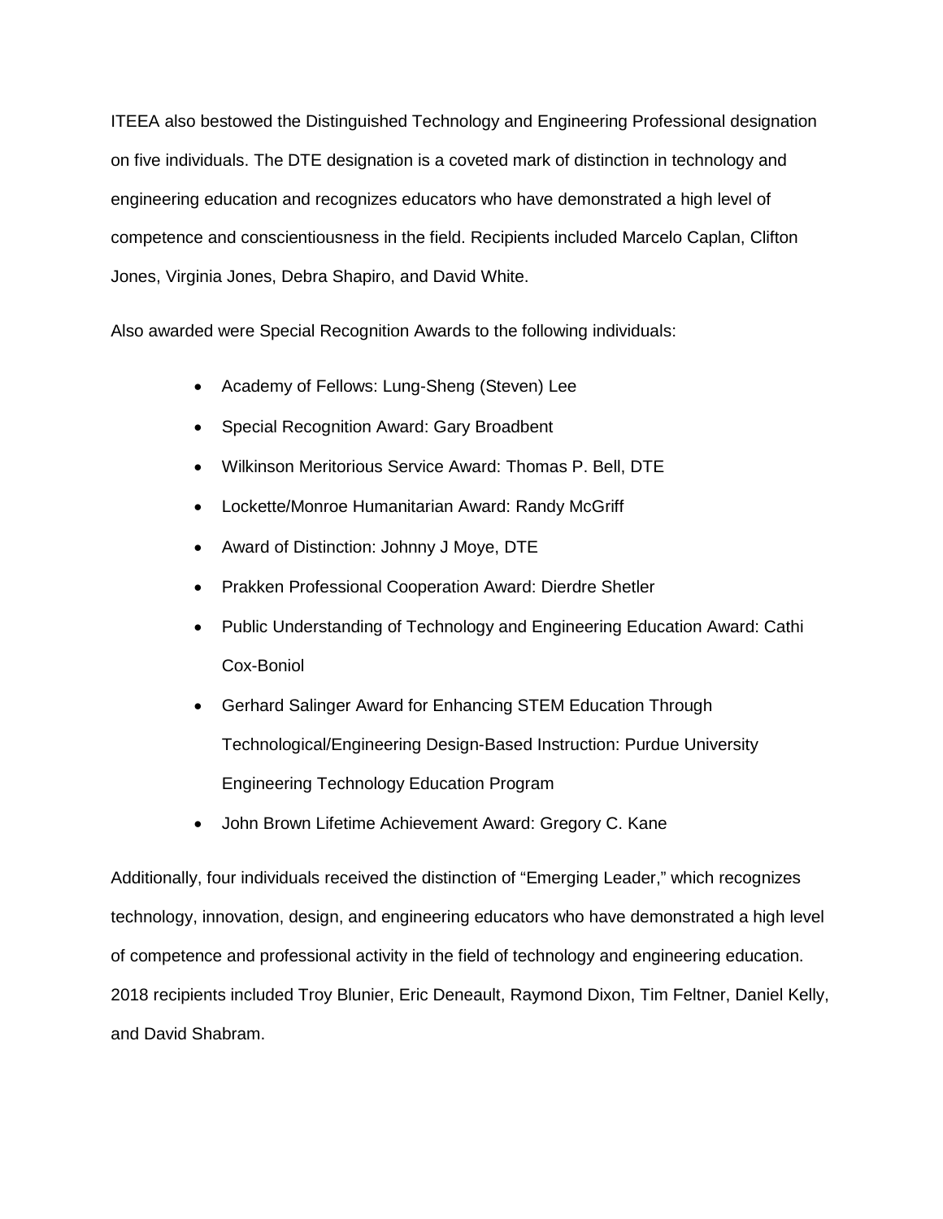ITEEA also bestowed the Distinguished Technology and Engineering Professional designation on five individuals. The DTE designation is a coveted mark of distinction in technology and engineering education and recognizes educators who have demonstrated a high level of competence and conscientiousness in the field. Recipients included Marcelo Caplan, Clifton Jones, Virginia Jones, Debra Shapiro, and David White.

Also awarded were Special Recognition Awards to the following individuals:

- Academy of Fellows: Lung-Sheng (Steven) Lee
- Special Recognition Award: Gary Broadbent
- Wilkinson Meritorious Service Award: Thomas P. Bell, DTE
- Lockette/Monroe Humanitarian Award: Randy McGriff
- Award of Distinction: Johnny J Moye, DTE
- Prakken Professional Cooperation Award: Dierdre Shetler
- Public Understanding of Technology and Engineering Education Award: Cathi Cox-Boniol
- Gerhard Salinger Award for Enhancing STEM Education Through Technological/Engineering Design-Based Instruction: Purdue University Engineering Technology Education Program
- John Brown Lifetime Achievement Award: Gregory C. Kane

Additionally, four individuals received the distinction of "Emerging Leader," which recognizes technology, innovation, design, and engineering educators who have demonstrated a high level of competence and professional activity in the field of technology and engineering education. 2018 recipients included Troy Blunier, Eric Deneault, Raymond Dixon, Tim Feltner, Daniel Kelly, and David Shabram.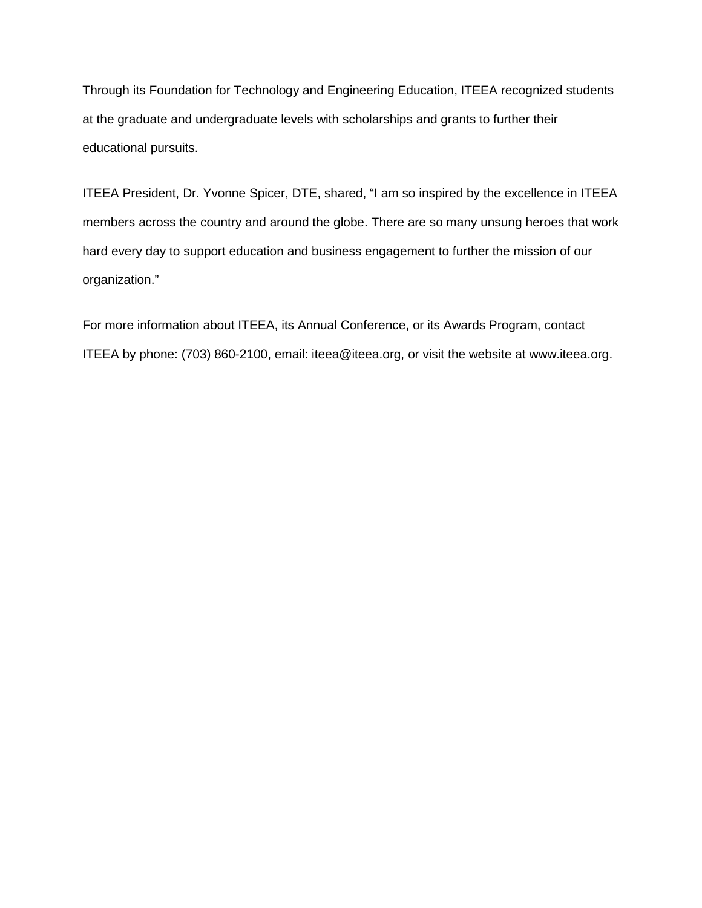Through its Foundation for Technology and Engineering Education, ITEEA recognized students at the graduate and undergraduate levels with scholarships and grants to further their educational pursuits.

ITEEA President, Dr. Yvonne Spicer, DTE, shared, “I am so inspired by the excellence in ITEEA members across the country and around the globe. There are so many unsung heroes that work hard every day to support education and business engagement to further the mission of our organization.”

For more information about ITEEA, its Annual Conference, or its Awards Program, contact ITEEA by phone: (703) 860-2100, email: iteea@iteea.org, or visit the website at www.iteea.org.